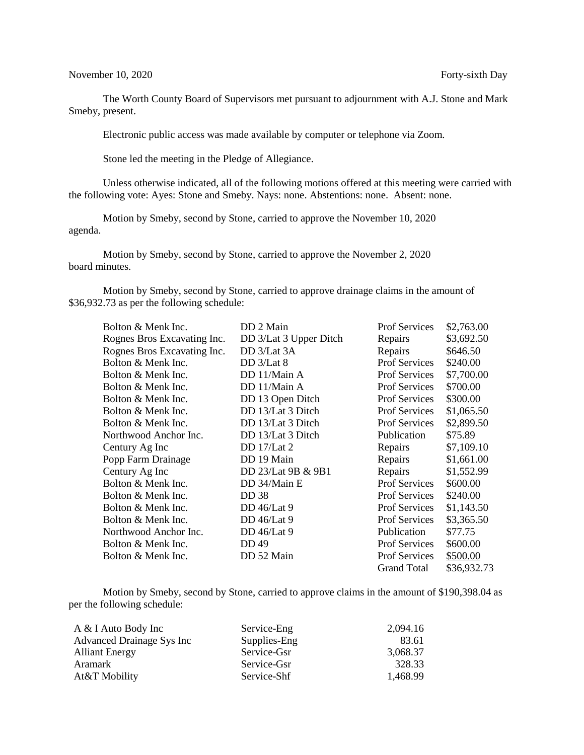November 10, 2020 Forty-sixth Day

The Worth County Board of Supervisors met pursuant to adjournment with A.J. Stone and Mark Smeby, present.

Electronic public access was made available by computer or telephone via Zoom.

Stone led the meeting in the Pledge of Allegiance.

Unless otherwise indicated, all of the following motions offered at this meeting were carried with the following vote: Ayes: Stone and Smeby. Nays: none. Abstentions: none. Absent: none.

Motion by Smeby, second by Stone, carried to approve the November 10, 2020 agenda.

Motion by Smeby, second by Stone, carried to approve the November 2, 2020 board minutes.

Motion by Smeby, second by Stone, carried to approve drainage claims in the amount of $36,932.73 as per the following schedule:

| | | | |
|---|---|---|---|
| Bolton & Menk Inc. | DD 2 Main | Prof Services | $2,763.00 |
| Rognes Bros Excavating Inc. | DD 3/Lat 3 Upper Ditch | Repairs | $3,692.50 |
| Rognes Bros Excavating Inc. | DD 3/Lat 3A | Repairs | $646.50 |
| Bolton & Menk Inc. | DD 3/Lat 8 | Prof Services | $240.00 |
| Bolton & Menk Inc. | DD 11/Main A | Prof Services | $7,700.00 |
| Bolton & Menk Inc. | DD 11/Main A | Prof Services | $700.00 |
| Bolton & Menk Inc. | DD 13 Open Ditch | Prof Services | $300.00 |
| Bolton & Menk Inc. | DD 13/Lat 3 Ditch | Prof Services | $1,065.50 |
| Bolton & Menk Inc. | DD 13/Lat 3 Ditch | Prof Services | $2,899.50 |
| Northwood Anchor Inc. | DD 13/Lat 3 Ditch | Publication | $75.89 |
| Century Ag Inc | DD 17/Lat 2 | Repairs | $7,109.10 |
| Popp Farm Drainage | DD 19 Main | Repairs | $1,661.00 |
| Century Ag Inc | DD 23/Lat 9B & 9B1 | Repairs | $1,552.99 |
| Bolton & Menk Inc. | DD 34/Main E | Prof Services | $600.00 |
| Bolton & Menk Inc. | DD 38 | Prof Services | $240.00 |
| Bolton & Menk Inc. | DD 46/Lat 9 | Prof Services | $1,143.50 |
| Bolton & Menk Inc. | DD 46/Lat 9 | Prof Services | $3,365.50 |
| Northwood Anchor Inc. | DD 46/Lat 9 | Publication | $77.75 |
| Bolton & Menk Inc. | DD 49 | Prof Services | $600.00 |
| Bolton & Menk Inc. | DD 52 Main | Prof Services | $500.00 |
| | | Grand Total | $36,932.73 |

Motion by Smeby, second by Stone, carried to approve claims in the amount of $190,398.04 as per the following schedule:

| | | |
|---|---|---|
| A & I Auto Body Inc | Service-Eng | 2,094.16 |
| Advanced Drainage Sys Inc | Supplies-Eng | 83.61 |
| Alliant Energy | Service-Gsr | 3,068.37 |
| Aramark | Service-Gsr | 328.33 |
| At&T Mobility | Service-Shf | 1,468.99 |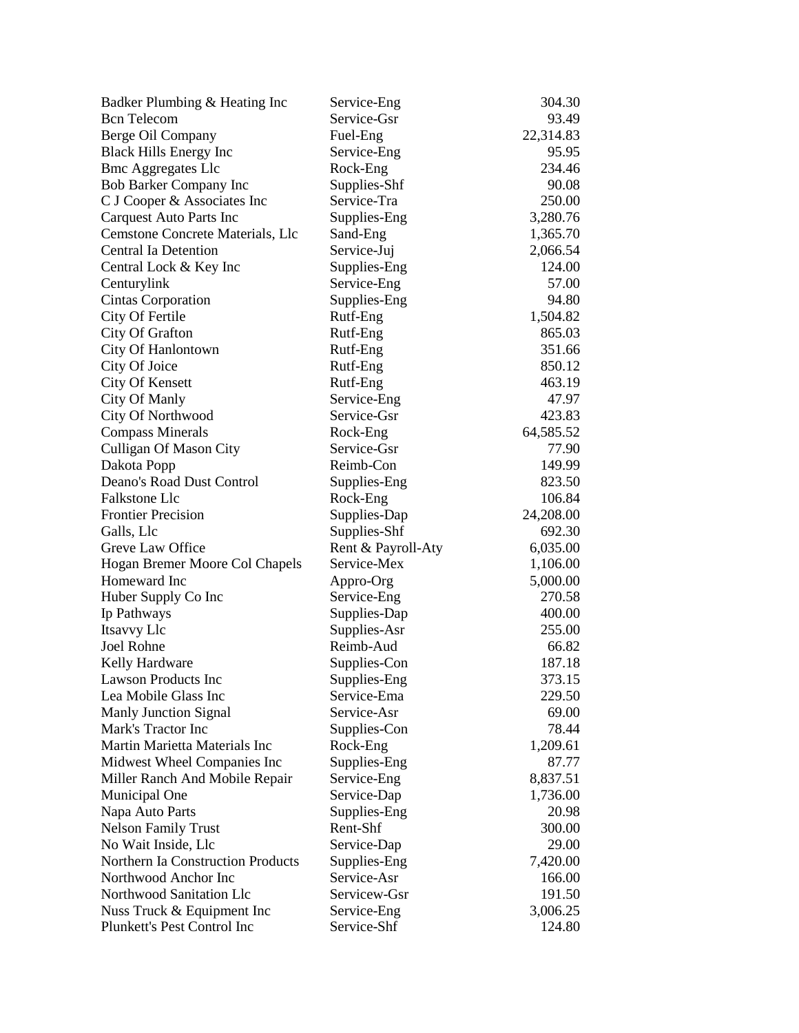| | | |
|---|---|---|
| Badker Plumbing & Heating Inc | Service-Eng | 304.30 |
| Bcn Telecom | Service-Gsr | 93.49 |
| Berge Oil Company | Fuel-Eng | 22,314.83 |
| Black Hills Energy Inc | Service-Eng | 95.95 |
| Bmc Aggregates Llc | Rock-Eng | 234.46 |
| Bob Barker Company Inc | Supplies-Shf | 90.08 |
| C J Cooper & Associates Inc | Service-Tra | 250.00 |
| Carquest Auto Parts Inc | Supplies-Eng | 3,280.76 |
| Cemstone Concrete Materials, Llc | Sand-Eng | 1,365.70 |
| Central Ia Detention | Service-Juj | 2,066.54 |
| Central Lock & Key Inc | Supplies-Eng | 124.00 |
| Centurylink | Service-Eng | 57.00 |
| Cintas Corporation | Supplies-Eng | 94.80 |
| City Of Fertile | Rutf-Eng | 1,504.82 |
| City Of Grafton | Rutf-Eng | 865.03 |
| City Of Hanlontown | Rutf-Eng | 351.66 |
| City Of Joice | Rutf-Eng | 850.12 |
| City Of Kensett | Rutf-Eng | 463.19 |
| City Of Manly | Service-Eng | 47.97 |
| City Of Northwood | Service-Gsr | 423.83 |
| Compass Minerals | Rock-Eng | 64,585.52 |
| Culligan Of Mason City | Service-Gsr | 77.90 |
| Dakota Popp | Reimb-Con | 149.99 |
| Deano's Road Dust Control | Supplies-Eng | 823.50 |
| Falkstone Llc | Rock-Eng | 106.84 |
| Frontier Precision | Supplies-Dap | 24,208.00 |
| Galls, Llc | Supplies-Shf | 692.30 |
| Greve Law Office | Rent & Payroll-Aty | 6,035.00 |
| Hogan Bremer Moore Col Chapels | Service-Mex | 1,106.00 |
| Homeward Inc | Appro-Org | 5,000.00 |
| Huber Supply Co Inc | Service-Eng | 270.58 |
| Ip Pathways | Supplies-Dap | 400.00 |
| Itsavvy Llc | Supplies-Asr | 255.00 |
| Joel Rohne | Reimb-Aud | 66.82 |
| Kelly Hardware | Supplies-Con | 187.18 |
| Lawson Products Inc | Supplies-Eng | 373.15 |
| Lea Mobile Glass Inc | Service-Ema | 229.50 |
| Manly Junction Signal | Service-Asr | 69.00 |
| Mark's Tractor Inc | Supplies-Con | 78.44 |
| Martin Marietta Materials Inc | Rock-Eng | 1,209.61 |
| Midwest Wheel Companies Inc | Supplies-Eng | 87.77 |
| Miller Ranch And Mobile Repair | Service-Eng | 8,837.51 |
| Municipal One | Service-Dap | 1,736.00 |
| Napa Auto Parts | Supplies-Eng | 20.98 |
| Nelson Family Trust | Rent-Shf | 300.00 |
| No Wait Inside, Llc | Service-Dap | 29.00 |
| Northern Ia Construction Products | Supplies-Eng | 7,420.00 |
| Northwood Anchor Inc | Service-Asr | 166.00 |
| Northwood Sanitation Llc | Servicew-Gsr | 191.50 |
| Nuss Truck & Equipment Inc | Service-Eng | 3,006.25 |
| Plunkett's Pest Control Inc | Service-Shf | 124.80 |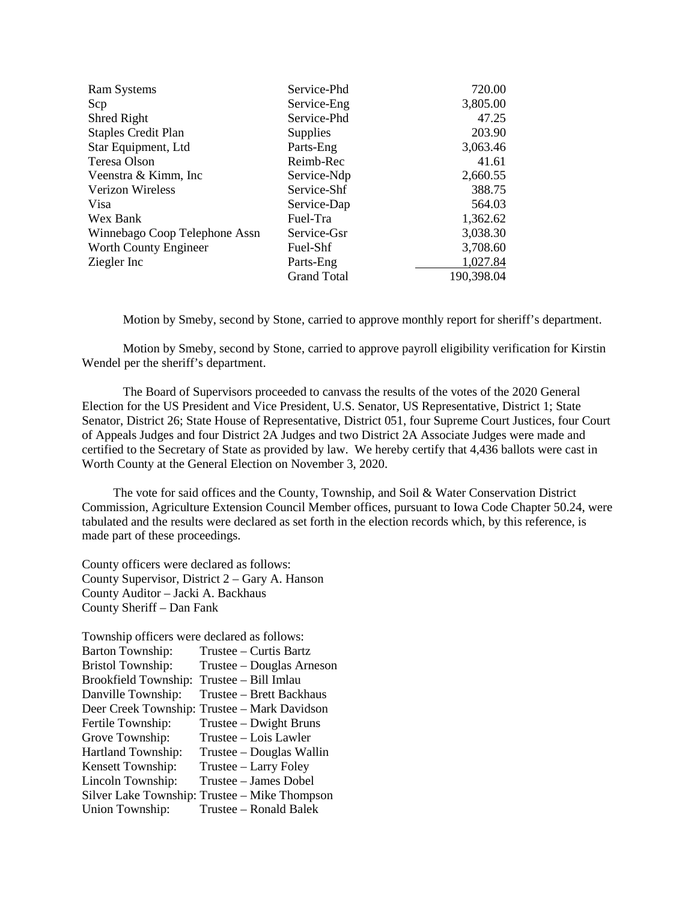| | | |
|---|---|---|
| Ram Systems | Service-Phd | 720.00 |
| Scp | Service-Eng | 3,805.00 |
| Shred Right | Service-Phd | 47.25 |
| Staples Credit Plan | Supplies | 203.90 |
| Star Equipment, Ltd | Parts-Eng | 3,063.46 |
| Teresa Olson | Reimb-Rec | 41.61 |
| Veenstra & Kimm, Inc | Service-Ndp | 2,660.55 |
| Verizon Wireless | Service-Shf | 388.75 |
| Visa | Service-Dap | 564.03 |
| Wex Bank | Fuel-Tra | 1,362.62 |
| Winnebago Coop Telephone Assn | Service-Gsr | 3,038.30 |
| Worth County Engineer | Fuel-Shf | 3,708.60 |
| Ziegler Inc | Parts-Eng | 1,027.84 |
| | Grand Total | 190,398.04 |

Motion by Smeby, second by Stone, carried to approve monthly report for sheriff's department.

Motion by Smeby, second by Stone, carried to approve payroll eligibility verification for Kirstin Wendel per the sheriff's department.

The Board of Supervisors proceeded to canvass the results of the votes of the 2020 General Election for the US President and Vice President, U.S. Senator, US Representative, District 1; State Senator, District 26; State House of Representative, District 051, four Supreme Court Justices, four Court of Appeals Judges and four District 2A Judges and two District 2A Associate Judges were made and certified to the Secretary of State as provided by law. We hereby certify that 4,436 ballots were cast in Worth County at the General Election on November 3, 2020.

The vote for said offices and the County, Township, and Soil & Water Conservation District Commission, Agriculture Extension Council Member offices, pursuant to Iowa Code Chapter 50.24, were tabulated and the results were declared as set forth in the election records which, by this reference, is made part of these proceedings.

County officers were declared as follows:
County Supervisor, District 2 – Gary A. Hanson
County Auditor – Jacki A. Backhaus
County Sheriff – Dan Fank

Township officers were declared as follows:

| | |
|---|---|
| Barton Township: | Trustee – Curtis Bartz |
| Bristol Township: | Trustee – Douglas Arneson |
| Brookfield Township: | Trustee – Bill Imlau |
| Danville Township: | Trustee – Brett Backhaus |
| Deer Creek Township: | Trustee – Mark Davidson |
| Fertile Township: | Trustee – Dwight Bruns |
| Grove Township: | Trustee – Lois Lawler |
| Hartland Township: | Trustee – Douglas Wallin |
| Kensett Township: | Trustee – Larry Foley |
| Lincoln Township: | Trustee – James Dobel |
| Silver Lake Township: | Trustee – Mike Thompson |
| Union Township: | Trustee – Ronald Balek |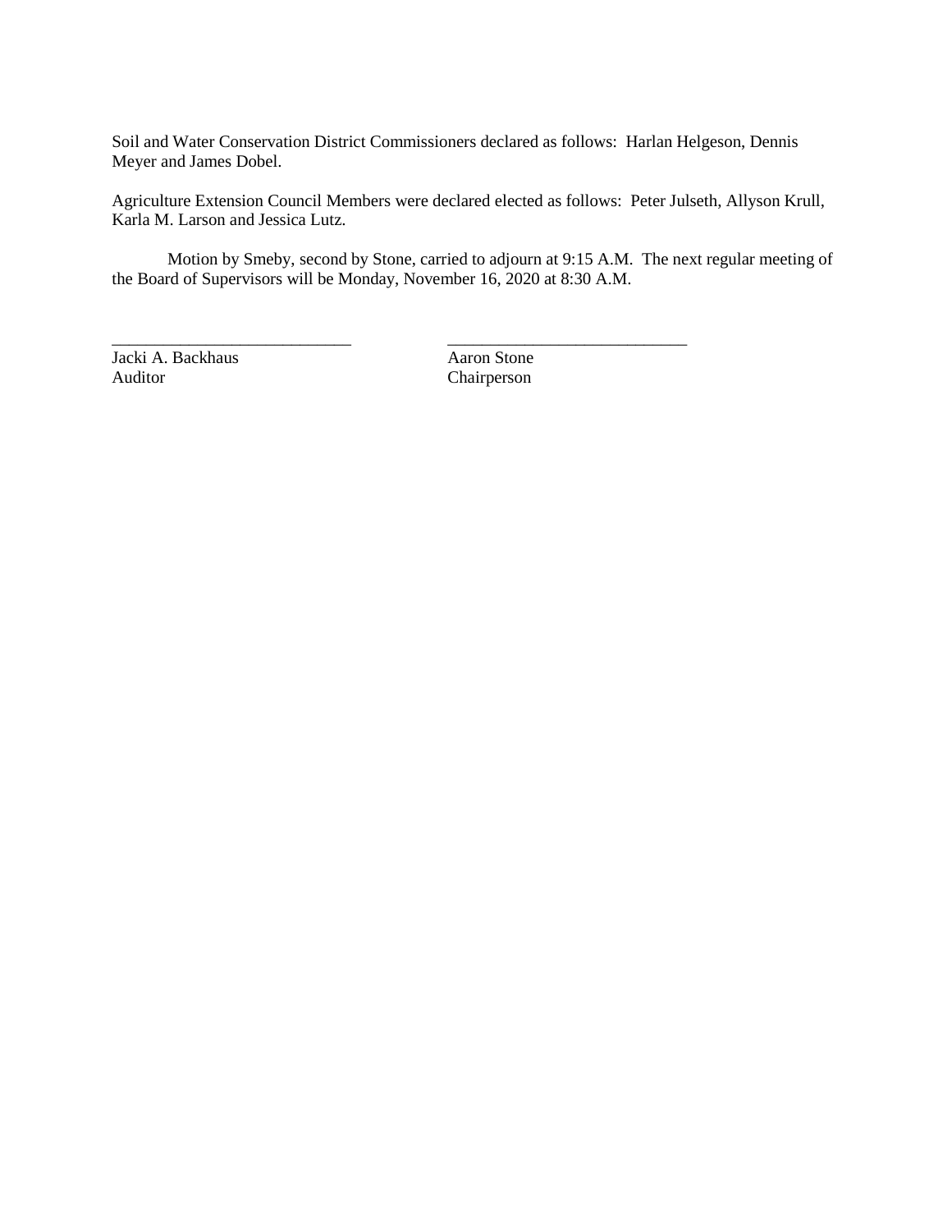Soil and Water Conservation District Commissioners declared as follows: Harlan Helgeson, Dennis Meyer and James Dobel.

Agriculture Extension Council Members were declared elected as follows: Peter Julseth, Allyson Krull, Karla M. Larson and Jessica Lutz.

Motion by Smeby, second by Stone, carried to adjourn at 9:15 A.M. The next regular meeting of the Board of Supervisors will be Monday, November 16, 2020 at 8:30 A.M.

| | |
|---|---|
| ____________________________ | ____________________________ |
| Jacki A. Backhaus | Aaron Stone |
| Auditor | Chairperson |